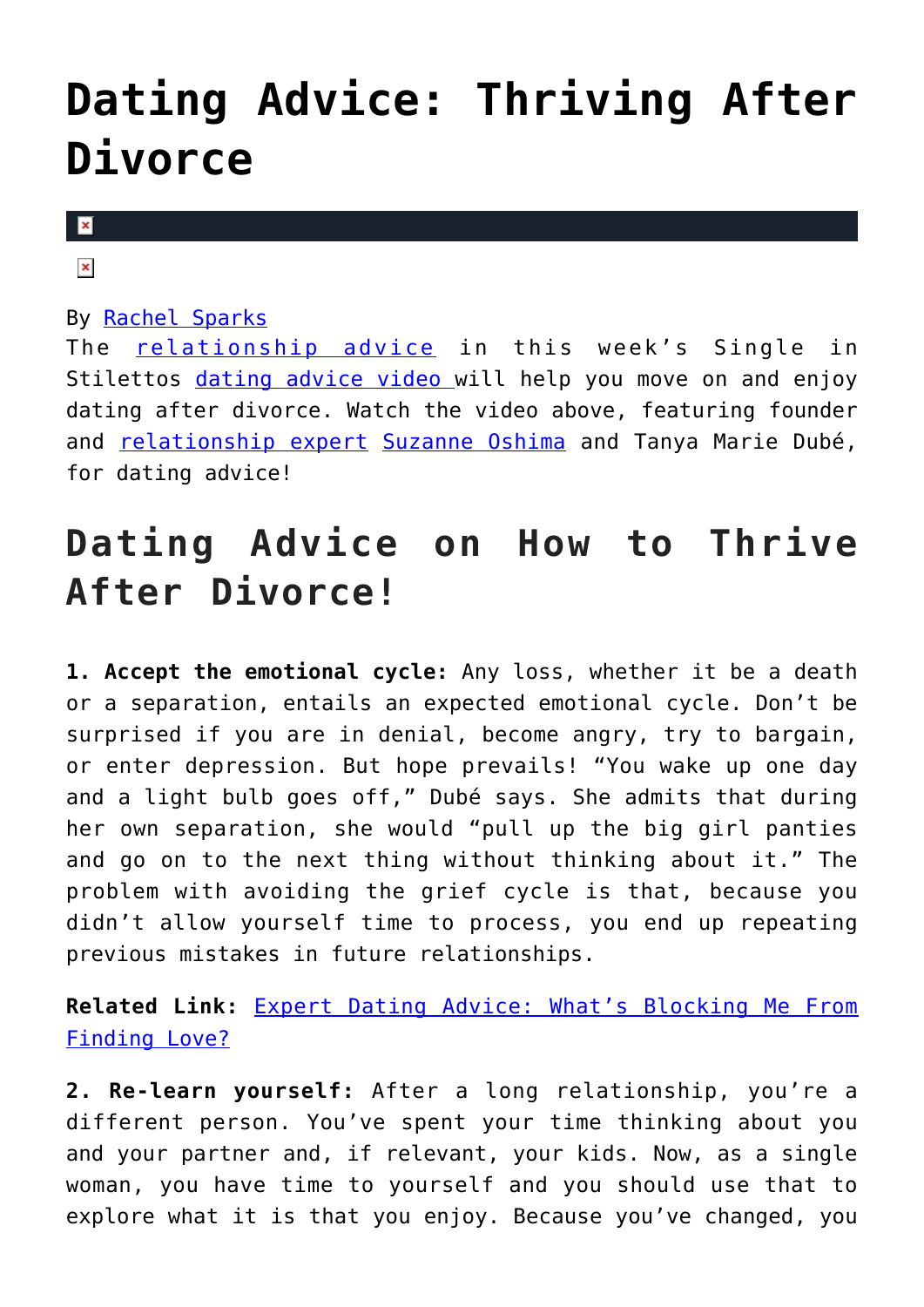# Dating Advice: Thriving After Divorce

By Rachel Sparks
The relationship advice in this week's Single in Stilettos dating advice video will help you move on and enjoy dating after divorce. Watch the video above, featuring founder and relationship expert Suzanne Oshima and Tanya Marie Dubé, for dating advice!

## Dating Advice on How to Thrive After Divorce!

**1. Accept the emotional cycle:** Any loss, whether it be a death or a separation, entails an expected emotional cycle. Don't be surprised if you are in denial, become angry, try to bargain, or enter depression. But hope prevails! "You wake up one day and a light bulb goes off," Dubé says. She admits that during her own separation, she would "pull up the big girl panties and go on to the next thing without thinking about it." The problem with avoiding the grief cycle is that, because you didn't allow yourself time to process, you end up repeating previous mistakes in future relationships.

**Related Link:** Expert Dating Advice: What's Blocking Me From Finding Love?

**2. Re-learn yourself:** After a long relationship, you're a different person. You've spent your time thinking about you and your partner and, if relevant, your kids. Now, as a single woman, you have time to yourself and you should use that to explore what it is that you enjoy. Because you've changed, you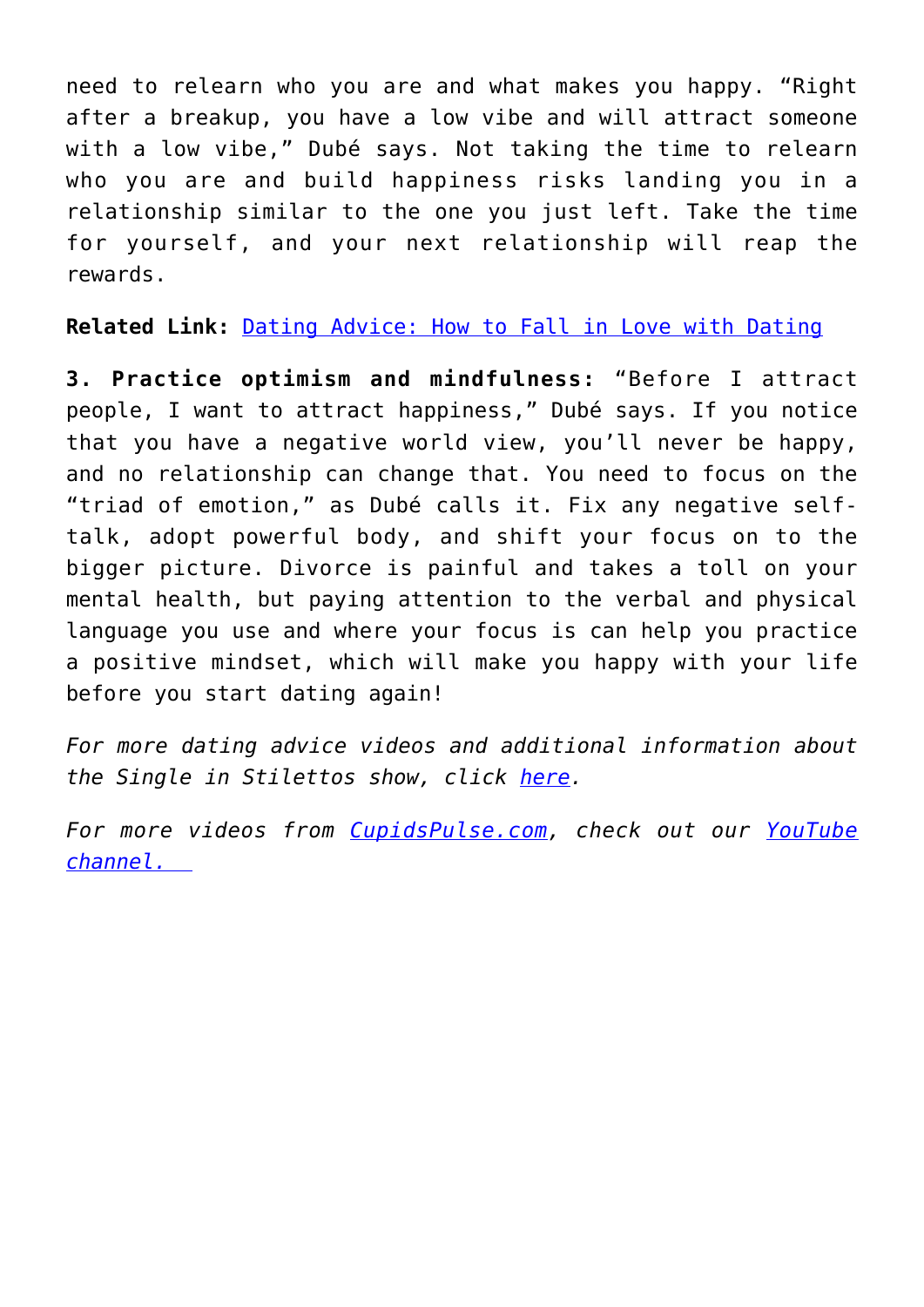need to relearn who you are and what makes you happy. "Right after a breakup, you have a low vibe and will attract someone with a low vibe," Dubé says. Not taking the time to relearn who you are and build happiness risks landing you in a relationship similar to the one you just left. Take the time for yourself, and your next relationship will reap the rewards.

**Related Link:** [Dating Advice: How to Fall in Love with Dating]()

**3. Practice optimism and mindfulness:** "Before I attract people, I want to attract happiness," Dubé says. If you notice that you have a negative world view, you'll never be happy, and no relationship can change that. You need to focus on the "triad of emotion," as Dubé calls it. Fix any negative self-talk, adopt powerful body, and shift your focus on to the bigger picture. Divorce is painful and takes a toll on your mental health, but paying attention to the verbal and physical language you use and where your focus is can help you practice a positive mindset, which will make you happy with your life before you start dating again!

*For more dating advice videos and additional information about the Single in Stilettos show, click [here]().*

*For more videos from [CupidsPulse.com](), check out our [YouTube channel.]()*